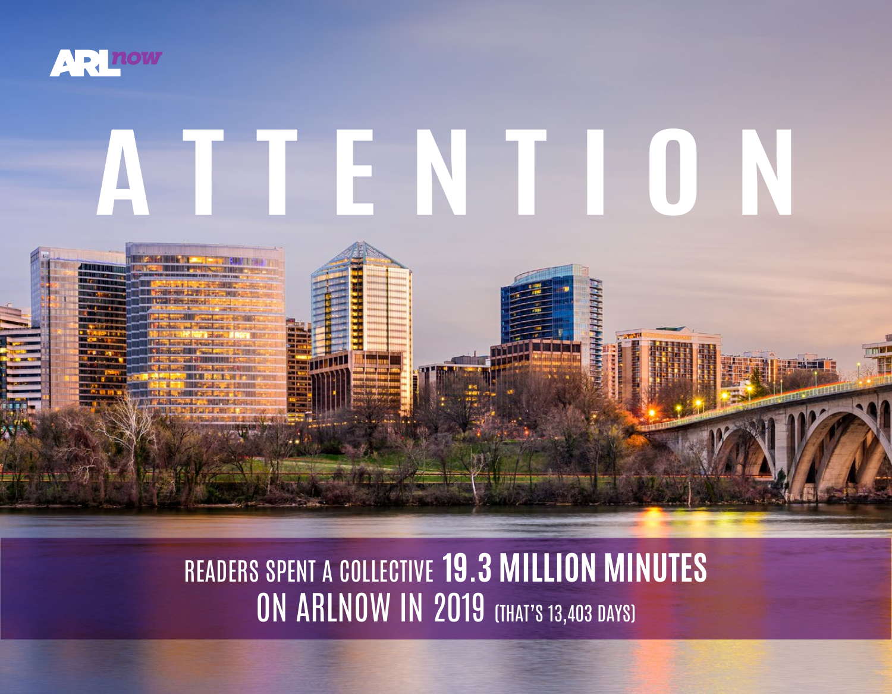ARLnow

# ATTENTION

READERS SPENT A COLLECTIVE **19.3 MILLION MINUTES** ON ARLNOW IN 2019 (THAT'S 13,403 DAYS)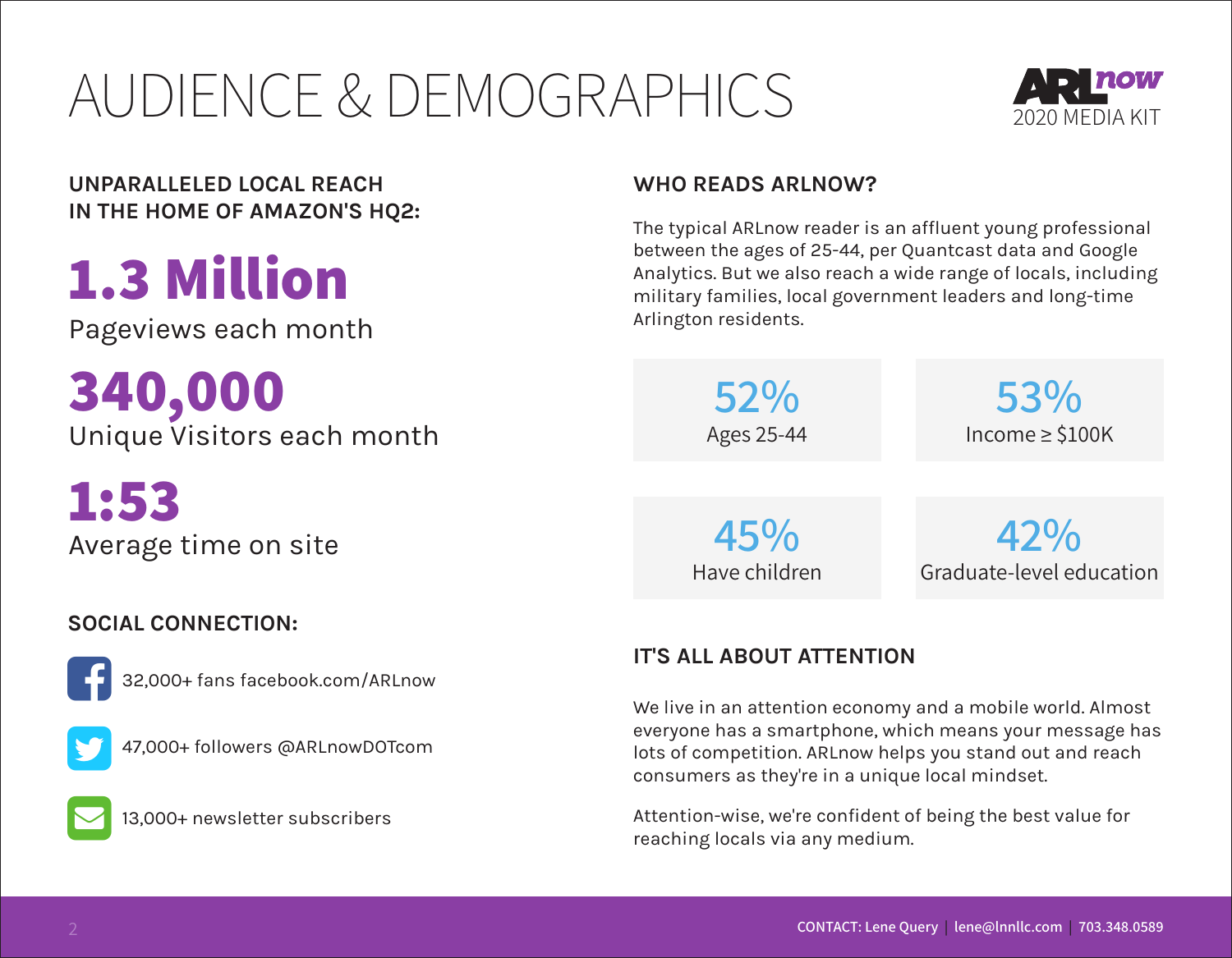# AUDIENCE & DEMOGRAPHICS

ARLnow 2020 MEDIA KIT

## UNPARALLELED LOCAL REACH IN THE HOME OF AMAZON'S HQ2:

**1.3 Million**
Pageviews each month

**340,000**
Unique Visitors each month

**1:53**
Average time on site

## SOCIAL CONNECTION:

- 32,000+ fans facebook.com/ARLnow
- 47,000+ followers @ARLnowDOTcom
- 13,000+ newsletter subscribers

## WHO READS ARLNOW?

The typical ARLnow reader is an affluent young professional between the ages of 25-44, per Quantcast data and Google Analytics. But we also reach a wide range of locals, including military families, local government leaders and long-time Arlington residents.

**52%**
Ages 25-44

**53%**
Income ≥ $100K

**45%**
Have children

**42%**
Graduate-level education

## IT'S ALL ABOUT ATTENTION

We live in an attention economy and a mobile world. Almost everyone has a smartphone, which means your message has lots of competition. ARLnow helps you stand out and reach consumers as they're in a unique local mindset.

Attention-wise, we're confident of being the best value for reaching locals via any medium.

CONTACT: Lene Query | lene@lnnllc.com | 703.348.0589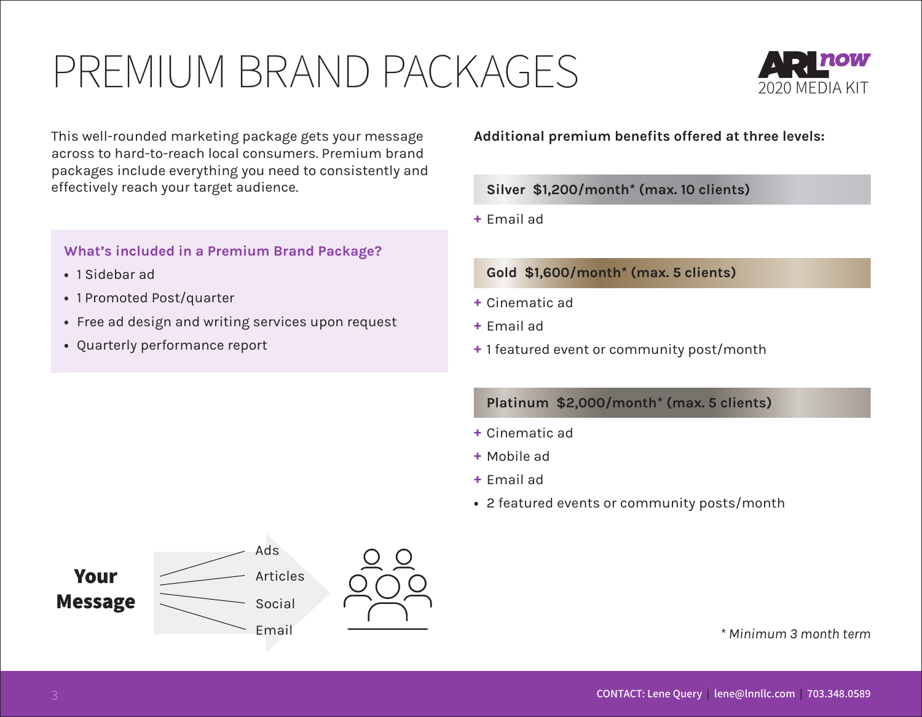# PREMIUM BRAND PACKAGES

ARLnow 2020 MEDIA KIT

This well-rounded marketing package gets your message across to hard-to-reach local consumers. Premium brand packages include everything you need to consistently and effectively reach your target audience.

### What's included in a Premium Brand Package?

- 1 Sidebar ad
- 1 Promoted Post/quarter
- Free ad design and writing services upon request
- Quarterly performance report

**Your Message**

Ads
Articles
Social
Email

**Additional premium benefits offered at three levels:**

**Silver $1,200/month* (max. 10 clients)**

+ Email ad

**Gold $1,600/month* (max. 5 clients)**

+ Cinematic ad
+ Email ad
+ 1 featured event or community post/month

**Platinum $2,000/month* (max. 5 clients)**

+ Cinematic ad
+ Mobile ad
+ Email ad
- 2 featured events or community posts/month

*\* Minimum 3 month term*

CONTACT: Lene Query | lene@lnnllc.com | 703.348.0589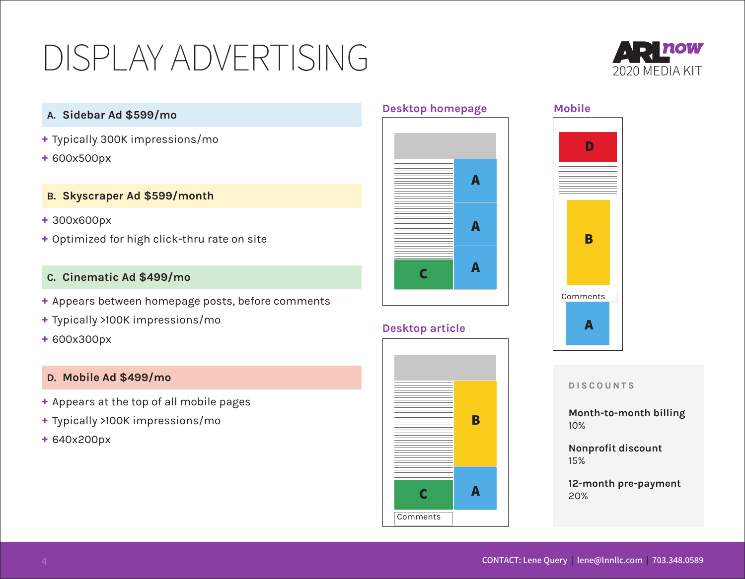# DISPLAY ADVERTISING

ARLnow 2020 MEDIA KIT

## A. Sidebar Ad $599/mo

+ Typically 300K impressions/mo
+ 600x500px

## B. Skyscraper Ad $599/month

+ 300x600px
+ Optimized for high click-thru rate on site

## C. Cinematic Ad $499/mo

+ Appears between homepage posts, before comments
+ Typically >100K impressions/mo
+ 600x300px

## D. Mobile Ad $499/mo

+ Appears at the top of all mobile pages
+ Typically >100K impressions/mo
+ 640x200px

**Desktop homepage**

A A A C

**Desktop article**

B A C Comments

**Mobile**

D B Comments A

### DISCOUNTS

**Month-to-month billing**
10%

**Nonprofit discount**
15%

**12-month pre-payment**
20%

CONTACT: Lene Query | lene@lnnllc.com | 703.348.0589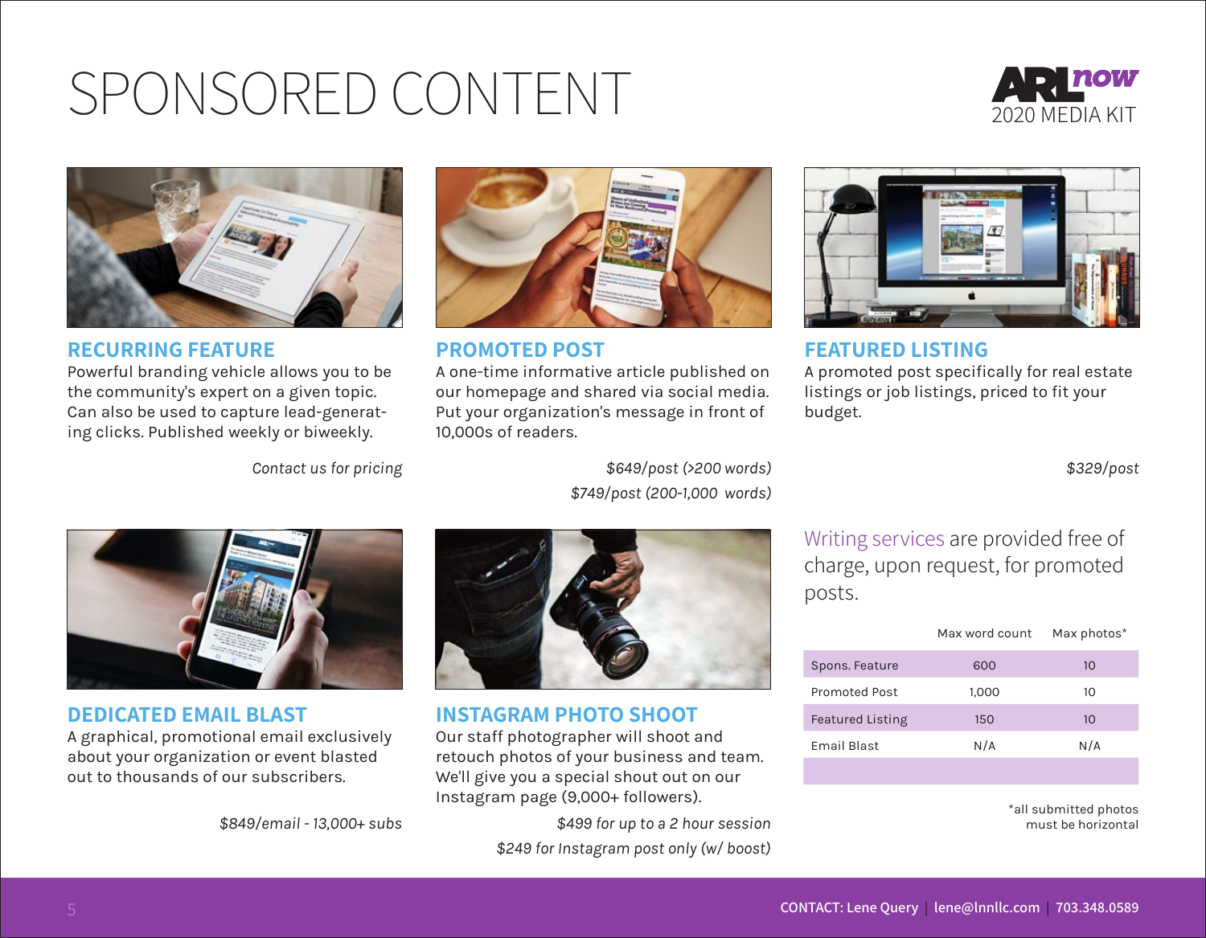# SPONSORED CONTENT

ARLnow 2020 MEDIA KIT

## RECURRING FEATURE

Powerful branding vehicle allows you to be the community's expert on a given topic. Can also be used to capture lead-generating clicks. Published weekly or biweekly.

*Contact us for pricing*

## PROMOTED POST

A one-time informative article published on our homepage and shared via social media. Put your organization's message in front of 10,000s of readers.

*$649/post (>200 words)*
*$749/post (200-1,000 words)*

## FEATURED LISTING

A promoted post specifically for real estate listings or job listings, priced to fit your budget.

*$329/post*

## DEDICATED EMAIL BLAST

A graphical, promotional email exclusively about your organization or event blasted out to thousands of our subscribers.

*$849/email - 13,000+ subs*

## INSTAGRAM PHOTO SHOOT

Our staff photographer will shoot and retouch photos of your business and team. We'll give you a special shout out on our Instagram page (9,000+ followers).

*$499 for up to a 2 hour session*
*$249 for Instagram post only (w/ boost)*

Writing services are provided free of charge, upon request, for promoted posts.

| | Max word count | Max photos* |
|---|---|---|
| Spons. Feature | 600 | 10 |
| Promoted Post | 1,000 | 10 |
| Featured Listing | 150 | 10 |
| Email Blast | N/A | N/A |

*all submitted photos must be horizontal

CONTACT: Lene Query | lene@lnnllc.com | 703.348.0589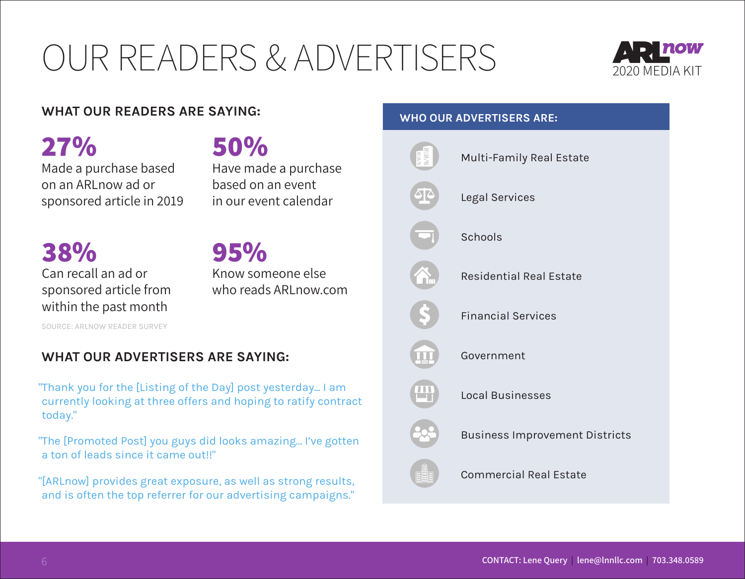# OUR READERS & ADVERTISERS

ARLnow 2020 MEDIA KIT

## WHAT OUR READERS ARE SAYING:

**27%**
Made a purchase based on an ARLnow ad or sponsored article in 2019

**50%**
Have made a purchase based on an event in our event calendar

**38%**
Can recall an ad or sponsored article from within the past month

**95%**
Know someone else who reads ARLnow.com

SOURCE: ARLNOW READER SURVEY

## WHAT OUR ADVERTISERS ARE SAYING:

"Thank you for the [Listing of the Day] post yesterday... I am currently looking at three offers and hoping to ratify contract today."

"The [Promoted Post] you guys did looks amazing... I've gotten a ton of leads since it came out!!"

"[ARLnow] provides great exposure, as well as strong results, and is often the top referrer for our advertising campaigns."

## WHO OUR ADVERTISERS ARE:

- Multi-Family Real Estate
- Legal Services
- Schools
- Residential Real Estate
- Financial Services
- Government
- Local Businesses
- Business Improvement Districts
- Commercial Real Estate

CONTACT: Lene Query | lene@lnnllc.com | 703.348.0589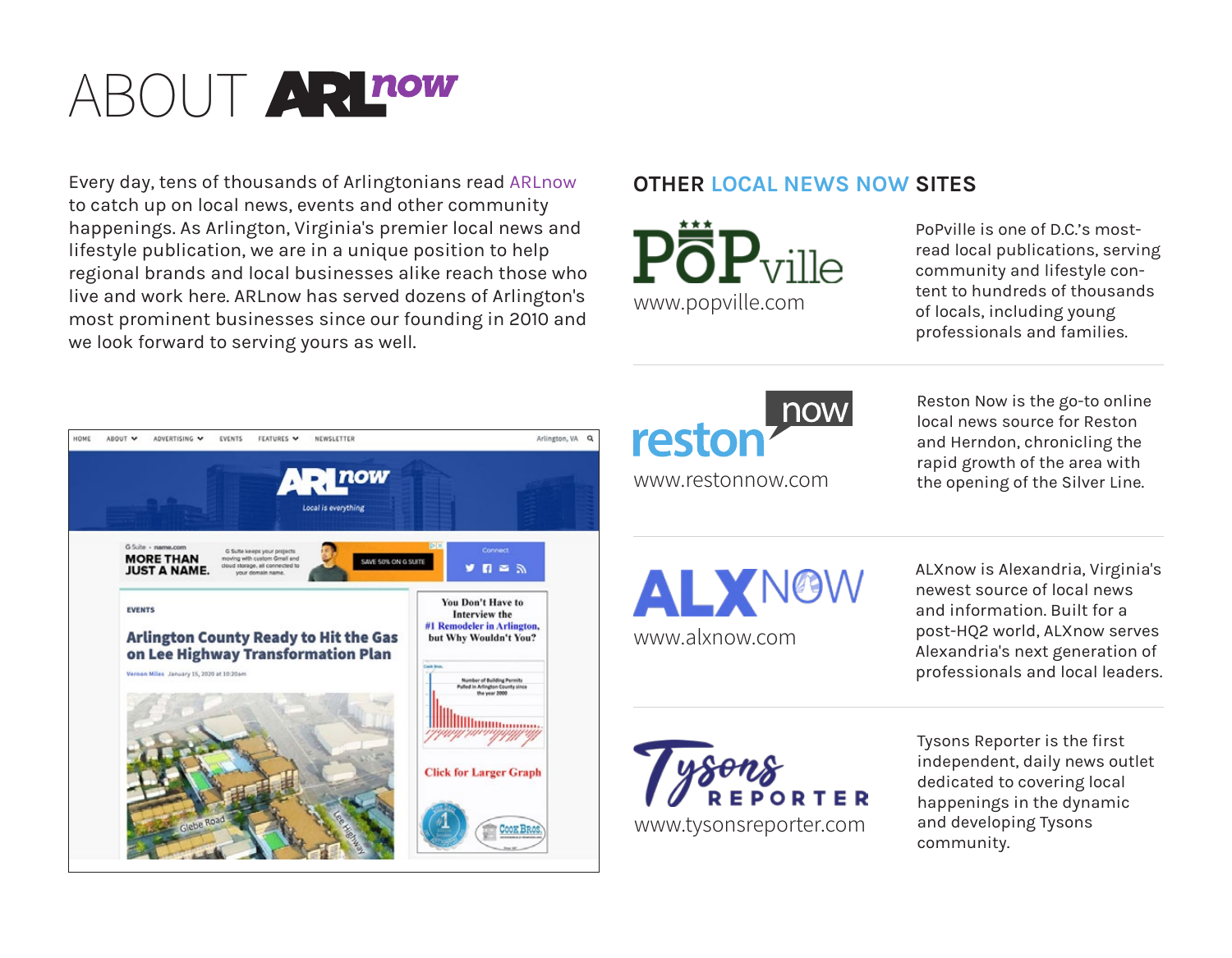# ABOUT ARLnow

Every day, tens of thousands of Arlingtonians read ARLnow to catch up on local news, events and other community happenings. As Arlington, Virginia's premier local news and lifestyle publication, we are in a unique position to help regional brands and local businesses alike reach those who live and work here. ARLnow has served dozens of Arlington's most prominent businesses since our founding in 2010 and we look forward to serving yours as well.

## OTHER LOCAL NEWS NOW SITES

**PoPville**
www.popville.com

PoPville is one of D.C.'s most-read local publications, serving community and lifestyle content to hundreds of thousands of locals, including young professionals and families.

**reston now**
www.restonnow.com

Reston Now is the go-to online local news source for Reston and Herndon, chronicling the rapid growth of the area with the opening of the Silver Line.

**ALXNOW**
www.alxnow.com

ALXnow is Alexandria, Virginia's newest source of local news and information. Built for a post-HQ2 world, ALXnow serves Alexandria's next generation of professionals and local leaders.

**Tysons REPORTER**
www.tysonsreporter.com

Tysons Reporter is the first independent, daily news outlet dedicated to covering local happenings in the dynamic and developing Tysons community.